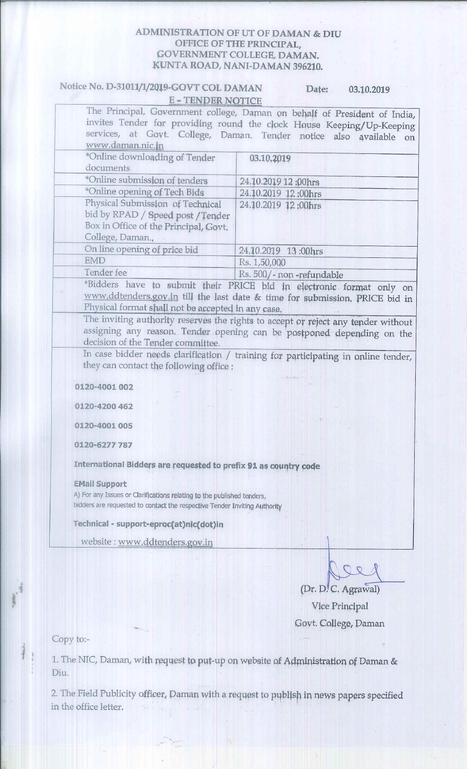# ADMINISTRATION OF UT OF DAMAN & DIU
## OFFICE OF THE PRINCIPAL,
## GOVERNMENT COLLEGE, DAMAN.
## KUNTA ROAD, NANI-DAMAN 396210.

Notice No. D-31011/1/2019-GOVT COL DAMAN    Date: 03.10.2019

### E - TENDER NOTICE

The Principal, Government college, Daman on behalf of President of India, invites Tender for providing round the clock House Keeping/Up-Keeping services, at Govt. College, Daman. Tender notice also available on www.daman.nic.in

| | |
|---|---|
| *Online downloading of Tender documents | 03.10.2019 |
| *Online submission of tenders | 24.10.2019 12 :00hrs |
| *Online opening of Tech Bids | 24.10.2019 12 :00hrs |
| Physical Submission of Technical bid by RPAD / Speed post / Tender Box in Office of the Principal, Govt. College, Daman., | 24.10.2019 12 :00hrs |
| On line opening of price bid | 24.10.2019 13 :00hrs |
| EMD | Rs. 1,50,000 |
| Tender fee | Rs. 500/- non -refundable |

*Bidders have to submit their PRICE bid in electronic format only on www.ddtenders.gov.in till the last date & time for submission. PRICE bid in Physical format shall not be accepted in any case.

The inviting authority reserves the rights to accept or reject any tender without assigning any reason. Tender opening can be postponed depending on the decision of the Tender committee.

In case bidder needs clarification / training for participating in online tender, they can contact the following office :

**0120-4001 002**

**0120-4200 462**

**0120-4001 005**

**0120-6277 787**

**International Bidders are requested to prefix 91 as country code**

**EMail Support**

A) For any Issues or Clarifications relating to the published tenders, bidders are requested to contact the respective Tender Inviting Authority

**Technical - support-eproc(at)nic(dot)in**

website : www.ddtenders.gov.in

(Dr. D. C. Agrawal)
Vice Principal
Govt. College, Daman

Copy to:-

1. The NIC, Daman, with request to put-up on website of Administration of Daman & Diu.

2. The Field Publicity officer, Daman with a request to publish in news papers specified in the office letter.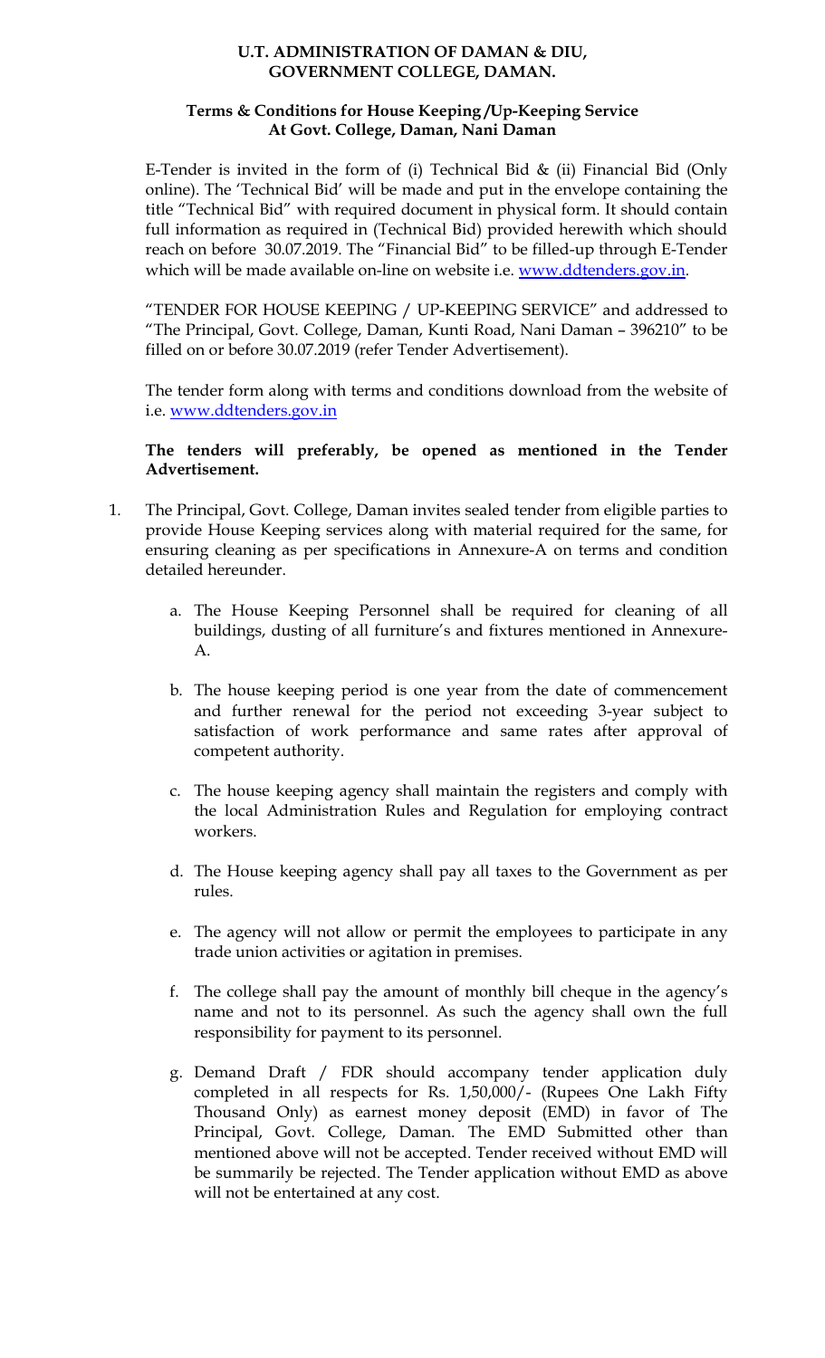**U.T. ADMINISTRATION OF DAMAN & DIU,**
**GOVERNMENT COLLEGE, DAMAN.**

**Terms & Conditions for House Keeping /Up-Keeping Service**
**At Govt. College, Daman, Nani Daman**

E-Tender is invited in the form of (i) Technical Bid & (ii) Financial Bid (Only online). The 'Technical Bid' will be made and put in the envelope containing the title "Technical Bid" with required document in physical form. It should contain full information as required in (Technical Bid) provided herewith which should reach on before 30.07.2019. The "Financial Bid" to be filled-up through E-Tender which will be made available on-line on website i.e. www.ddtenders.gov.in.

"TENDER FOR HOUSE KEEPING / UP-KEEPING SERVICE" and addressed to "The Principal, Govt. College, Daman, Kunti Road, Nani Daman – 396210" to be filled on or before 30.07.2019 (refer Tender Advertisement).

The tender form along with terms and conditions download from the website of i.e. www.ddtenders.gov.in

**The tenders will preferably, be opened as mentioned in the Tender Advertisement.**

1. The Principal, Govt. College, Daman invites sealed tender from eligible parties to provide House Keeping services along with material required for the same, for ensuring cleaning as per specifications in Annexure-A on terms and condition detailed hereunder.

   a. The House Keeping Personnel shall be required for cleaning of all buildings, dusting of all furniture's and fixtures mentioned in Annexure-A.

   b. The house keeping period is one year from the date of commencement and further renewal for the period not exceeding 3-year subject to satisfaction of work performance and same rates after approval of competent authority.

   c. The house keeping agency shall maintain the registers and comply with the local Administration Rules and Regulation for employing contract workers.

   d. The House keeping agency shall pay all taxes to the Government as per rules.

   e. The agency will not allow or permit the employees to participate in any trade union activities or agitation in premises.

   f. The college shall pay the amount of monthly bill cheque in the agency's name and not to its personnel. As such the agency shall own the full responsibility for payment to its personnel.

   g. Demand Draft / FDR should accompany tender application duly completed in all respects for Rs. 1,50,000/- (Rupees One Lakh Fifty Thousand Only) as earnest money deposit (EMD) in favor of The Principal, Govt. College, Daman. The EMD Submitted other than mentioned above will not be accepted. Tender received without EMD will be summarily be rejected. The Tender application without EMD as above will not be entertained at any cost.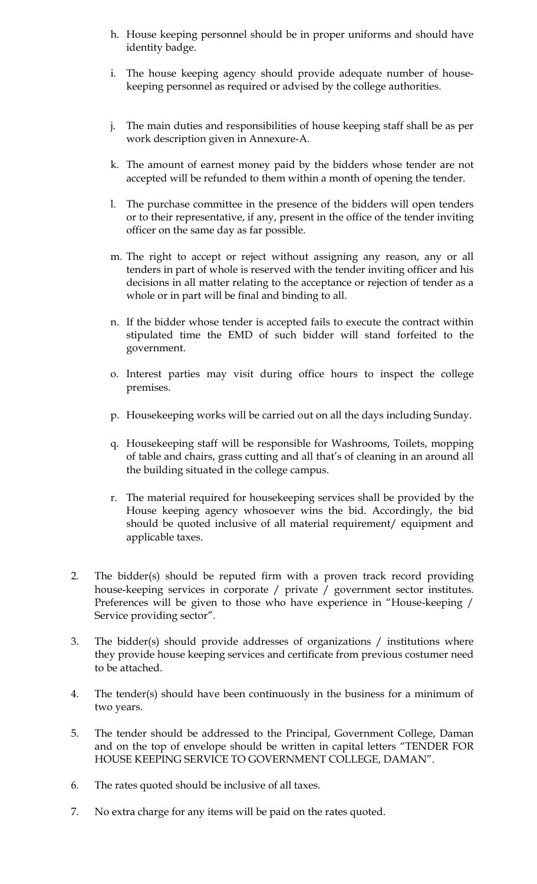h. House keeping personnel should be in proper uniforms and should have identity badge.

i. The house keeping agency should provide adequate number of house-keeping personnel as required or advised by the college authorities.

j. The main duties and responsibilities of house keeping staff shall be as per work description given in Annexure-A.

k. The amount of earnest money paid by the bidders whose tender are not accepted will be refunded to them within a month of opening the tender.

l. The purchase committee in the presence of the bidders will open tenders or to their representative, if any, present in the office of the tender inviting officer on the same day as far possible.

m. The right to accept or reject without assigning any reason, any or all tenders in part of whole is reserved with the tender inviting officer and his decisions in all matter relating to the acceptance or rejection of tender as a whole or in part will be final and binding to all.

n. If the bidder whose tender is accepted fails to execute the contract within stipulated time the EMD of such bidder will stand forfeited to the government.

o. Interest parties may visit during office hours to inspect the college premises.

p. Housekeeping works will be carried out on all the days including Sunday.

q. Housekeeping staff will be responsible for Washrooms, Toilets, mopping of table and chairs, grass cutting and all that's of cleaning in an around all the building situated in the college campus.

r. The material required for housekeeping services shall be provided by the House keeping agency whosoever wins the bid. Accordingly, the bid should be quoted inclusive of all material requirement/ equipment and applicable taxes.

2. The bidder(s) should be reputed firm with a proven track record providing house-keeping services in corporate / private / government sector institutes. Preferences will be given to those who have experience in "House-keeping / Service providing sector".

3. The bidder(s) should provide addresses of organizations / institutions where they provide house keeping services and certificate from previous costumer need to be attached.

4. The tender(s) should have been continuously in the business for a minimum of two years.

5. The tender should be addressed to the Principal, Government College, Daman and on the top of envelope should be written in capital letters "TENDER FOR HOUSE KEEPING SERVICE TO GOVERNMENT COLLEGE, DAMAN".

6. The rates quoted should be inclusive of all taxes.

7. No extra charge for any items will be paid on the rates quoted.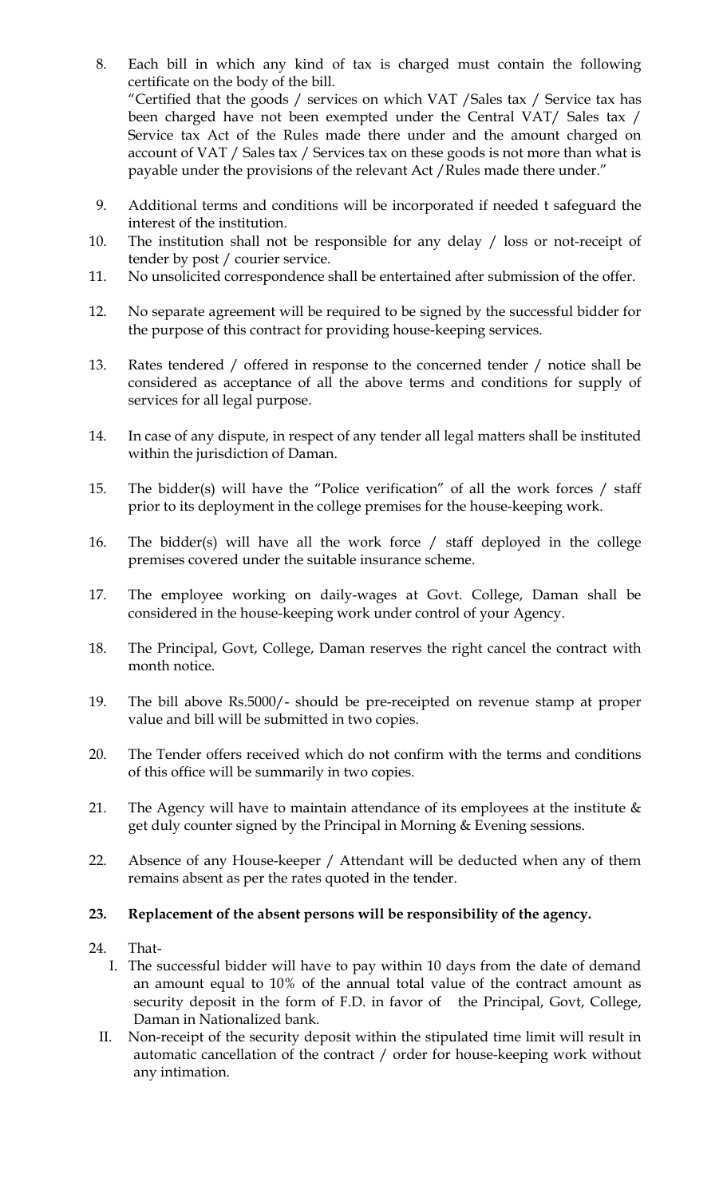8. Each bill in which any kind of tax is charged must contain the following certificate on the body of the bill.
   "Certified that the goods / services on which VAT /Sales tax / Service tax has been charged have not been exempted under the Central VAT/ Sales tax / Service tax Act of the Rules made there under and the amount charged on account of VAT / Sales tax / Services tax on these goods is not more than what is payable under the provisions of the relevant Act /Rules made there under."

9. Additional terms and conditions will be incorporated if needed t safeguard the interest of the institution.
10. The institution shall not be responsible for any delay / loss or not-receipt of tender by post / courier service.
11. No unsolicited correspondence shall be entertained after submission of the offer.
12. No separate agreement will be required to be signed by the successful bidder for the purpose of this contract for providing house-keeping services.
13. Rates tendered / offered in response to the concerned tender / notice shall be considered as acceptance of all the above terms and conditions for supply of services for all legal purpose.
14. In case of any dispute, in respect of any tender all legal matters shall be instituted within the jurisdiction of Daman.
15. The bidder(s) will have the "Police verification" of all the work forces / staff prior to its deployment in the college premises for the house-keeping work.
16. The bidder(s) will have all the work force / staff deployed in the college premises covered under the suitable insurance scheme.
17. The employee working on daily-wages at Govt. College, Daman shall be considered in the house-keeping work under control of your Agency.
18. The Principal, Govt, College, Daman reserves the right cancel the contract with month notice.
19. The bill above Rs.5000/- should be pre-receipted on revenue stamp at proper value and bill will be submitted in two copies.
20. The Tender offers received which do not confirm with the terms and conditions of this office will be summarily in two copies.
21. The Agency will have to maintain attendance of its employees at the institute & get duly counter signed by the Principal in Morning & Evening sessions.
22. Absence of any House-keeper / Attendant will be deducted when any of them remains absent as per the rates quoted in the tender.
23. **Replacement of the absent persons will be responsibility of the agency.**
24. That-
    I. The successful bidder will have to pay within 10 days from the date of demand an amount equal to 10% of the annual total value of the contract amount as security deposit in the form of F.D. in favor of the Principal, Govt, College, Daman in Nationalized bank.
    II. Non-receipt of the security deposit within the stipulated time limit will result in automatic cancellation of the contract / order for house-keeping work without any intimation.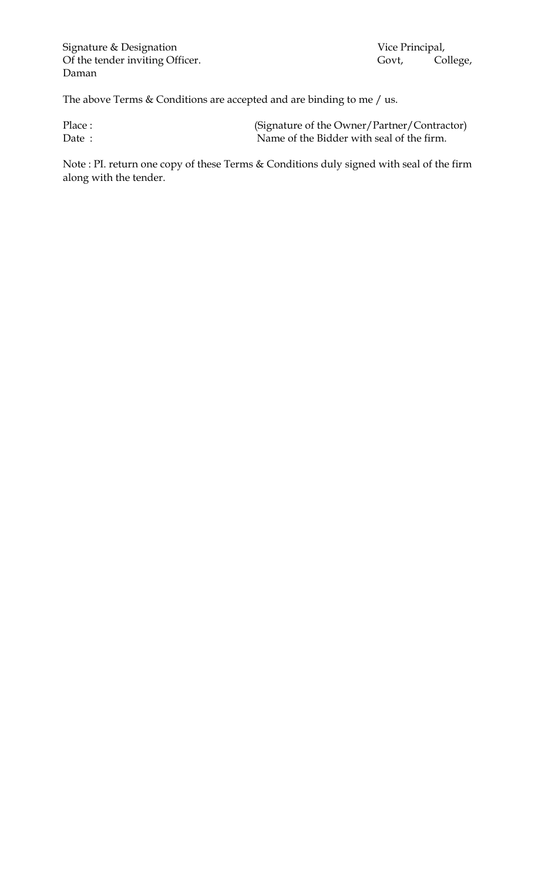Signature & Designation
Of the tender inviting Officer.

Vice Principal,
Govt, College,
Daman

The above Terms & Conditions are accepted and are binding to me / us.

Place :
Date :

(Signature of the Owner/Partner/Contractor)
Name of the Bidder with seal of the firm.

Note : Pl. return one copy of these Terms & Conditions duly signed with seal of the firm along with the tender.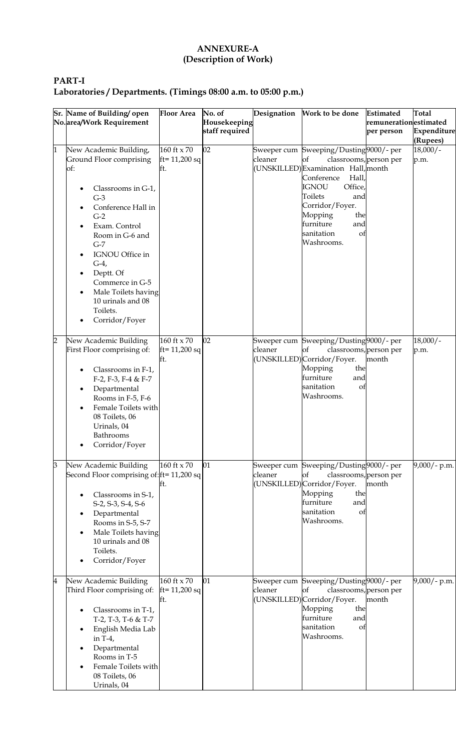# ANNEXURE-A
## (Description of Work)

## PART-I
### Laboratories / Departments. (Timings 08:00 a.m. to 05:00 p.m.)

| Sr. No. | Name of Building/ open area/Work Requirement | Floor Area | No. of Housekeeping staff required | Designation | Work to be done | Estimated remuneration per person | Total estimated Expenditure (Rupees) |
|---|---|---|---|---|---|---|---|
| 1 | New Academic Building, Ground Floor comprising of: <br>• Classrooms in G-1, G-3 <br>• Conference Hall in G-2 <br>• Exam. Control Room in G-6 and G-7 <br>• IGNOU Office in G-4, <br>• Deptt. Of Commerce in G-5 <br>• Male Toilets having 10 urinals and 08 Toilets. <br>• Corridor/Foyer | 160 ft x 70 ft= 11,200 sq ft. | 02 | Sweeper cum cleaner (UNSKILLED) | Sweeping/Dusting of classrooms, Examination Hall, Conference Hall, IGNOU Office, Toilets and Corridor/Foyer. Mopping the furniture and sanitation of Washrooms. | 9000/- per person per month | 18,000/- p.m. |
| 2 | New Academic Building First Floor comprising of: <br>• Classrooms in F-1, F-2, F-3, F-4 & F-7 <br>• Departmental Rooms in F-5, F-6 <br>• Female Toilets with 08 Toilets, 06 Urinals, 04 Bathrooms <br>• Corridor/Foyer | 160 ft x 70 ft= 11,200 sq ft. | 02 | Sweeper cum cleaner (UNSKILLED) | Sweeping/Dusting of classrooms, Corridor/Foyer. Mopping the furniture and sanitation of Washrooms. | 9000/- per person per month | 18,000/- p.m. |
| 3 | New Academic Building Second Floor comprising of: <br>• Classrooms in S-1, S-2, S-3, S-4, S-6 <br>• Departmental Rooms in S-5, S-7 <br>• Male Toilets having 10 urinals and 08 Toilets. <br>• Corridor/Foyer | 160 ft x 70 ft= 11,200 sq ft. | 01 | Sweeper cum cleaner (UNSKILLED) | Sweeping/Dusting of classrooms, Corridor/Foyer. Mopping the furniture and sanitation of Washrooms. | 9000/- per person per month | 9,000/- p.m. |
| 4 | New Academic Building Third Floor comprising of: <br>• Classrooms in T-1, T-2, T-3, T-6 & T-7 <br>• English Media Lab in T-4, <br>• Departmental Rooms in T-5 <br>• Female Toilets with 08 Toilets, 06 Urinals, 04 | 160 ft x 70 ft= 11,200 sq ft. | 01 | Sweeper cum cleaner (UNSKILLED) | Sweeping/Dusting of classrooms, Corridor/Foyer. Mopping the furniture and sanitation of Washrooms. | 9000/- per person per month | 9,000/- p.m. |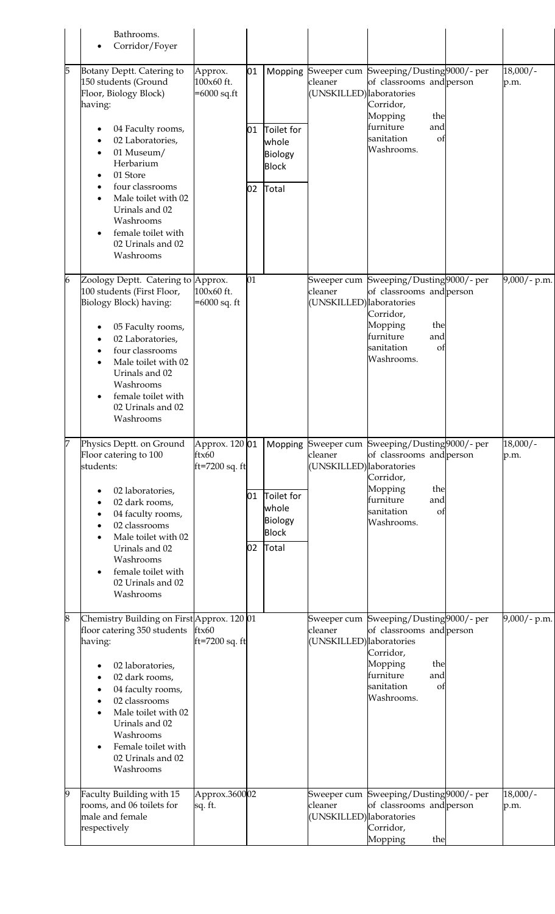| | | | | | | | | |
|---|---|---|---|---|---|---|---|---|
| | Bathrooms.<br>• Corridor/Foyer | | | | | | | |
| 5 | Botany Deptt. Catering to 150 students (Ground Floor, Biology Block) having:<br>• 04 Faculty rooms,<br>• 02 Laboratories,<br>• 01 Museum/ Herbarium<br>• 01 Store<br>• four classrooms<br>• Male toilet with 02 Urinals and 02 Washrooms<br>• female toilet with 02 Urinals and 02 Washrooms | Approx. 100x60 ft. =6000 sq.ft | 01<br>01<br>02 | Mopping<br>Toilet for whole Biology Block<br>Total | Sweeper cum cleaner (UNSKILLED) | Sweeping/Dusting of classrooms and laboratories Corridor, Mopping the furniture and sanitation of Washrooms. | 9000/- per person | 18,000/- p.m. |
| 6 | Zoology Deptt. Catering to 100 students (First Floor, Biology Block) having:<br>• 05 Faculty rooms,<br>• 02 Laboratories,<br>• four classrooms<br>• Male toilet with 02 Urinals and 02 Washrooms<br>• female toilet with 02 Urinals and 02 Washrooms | Approx. 100x60 ft. =6000 sq. ft | 01 | | Sweeper cum cleaner (UNSKILLED) | Sweeping/Dusting of classrooms and laboratories Corridor, Mopping the furniture and sanitation of Washrooms. | 9000/- per person | 9,000/- p.m. |
| 7 | Physics Deptt. on Ground Floor catering to 100 students:<br>• 02 laboratories,<br>• 02 dark rooms,<br>• 04 faculty rooms,<br>• 02 classrooms<br>• Male toilet with 02 Urinals and 02 Washrooms<br>• female toilet with 02 Urinals and 02 Washrooms | Approx. 120 ftx60 ft=7200 sq. ft | 01<br>01<br>02 | Mopping<br>Toilet for whole Biology Block<br>Total | Sweeper cum cleaner (UNSKILLED) | Sweeping/Dusting of classrooms and laboratories Corridor, Mopping the furniture and sanitation of Washrooms. | 9000/- per person | 18,000/- p.m. |
| 8 | Chemistry Building on First floor catering 350 students having:<br>• 02 laboratories,<br>• 02 dark rooms,<br>• 04 faculty rooms,<br>• 02 classrooms<br>• Male toilet with 02 Urinals and 02 Washrooms<br>• Female toilet with 02 Urinals and 02 Washrooms | Approx. 120 ftx60 ft=7200 sq. ft | 01 | | Sweeper cum cleaner (UNSKILLED) | Sweeping/Dusting of classrooms and laboratories Corridor, Mopping the furniture and sanitation of Washrooms. | 9000/- per person | 9,000/- p.m. |
| 9 | Faculty Building with 15 rooms, and 06 toilets for male and female respectively | Approx.3600 sq. ft. | 02 | | Sweeper cum cleaner (UNSKILLED) | Sweeping/Dusting of classrooms and laboratories Corridor, Mopping the | 9000/- per person | 18,000/- p.m. |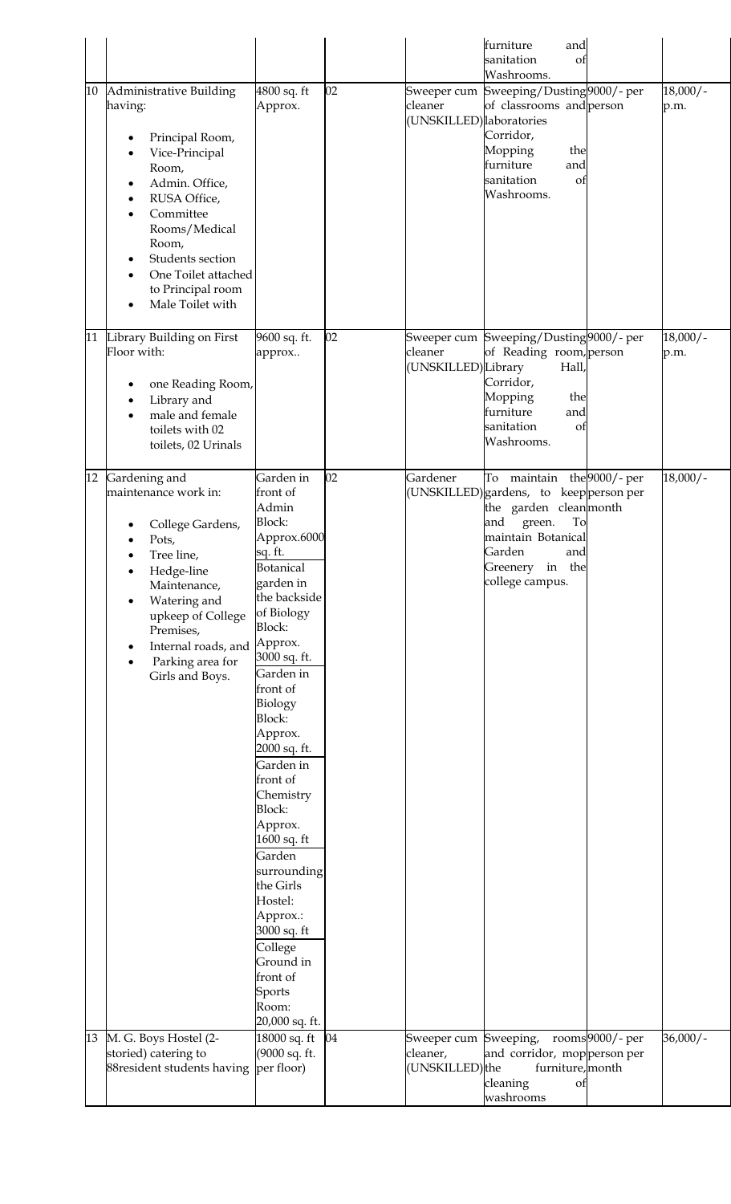| | | | | | furniture and sanitation of Washrooms. | | |
|---|---|---|---|---|---|---|---|
| 10 | Administrative Building having:<br>• Principal Room,<br>• Vice-Principal Room,<br>• Admin. Office,<br>• RUSA Office,<br>• Committee Rooms/Medical Room,<br>• Students section<br>• One Toilet attached to Principal room<br>• Male Toilet with | 4800 sq. ft Approx. | 02 | Sweeper cum cleaner (UNSKILLED) | Sweeping/Dusting of classrooms and laboratories Corridor, Mopping the furniture and sanitation of Washrooms. | 9000/- per person | 18,000/- p.m. |
| 11 | Library Building on First Floor with:<br>• one Reading Room,<br>• Library and<br>• male and female toilets with 02 toilets, 02 Urinals | 9600 sq. ft. approx.. | 02 | Sweeper cum cleaner (UNSKILLED) | Sweeping/Dusting of Reading room, Library Hall, Corridor, Mopping the furniture and sanitation of Washrooms. | 9000/- per person | 18,000/- p.m. |
| 12 | Gardening and maintenance work in:<br>• College Gardens,<br>• Pots,<br>• Tree line,<br>• Hedge-line Maintenance,<br>• Watering and upkeep of College Premises,<br>• Internal roads, and<br>• Parking area for Girls and Boys. | Garden in front of Admin Block: Approx.6000 sq. ft.<br>Botanical garden in the backside of Biology Block: Approx. 3000 sq. ft.<br>Garden in front of Biology Block: Approx. 2000 sq. ft.<br>Garden in front of Chemistry Block: Approx. 1600 sq. ft<br>Garden surrounding the Girls Hostel: Approx.: 3000 sq. ft<br>College Ground in front of Sports Room: 20,000 sq. ft. | 02 | Gardener (UNSKILLED) | To maintain the gardens, to keep the garden clean and green. To maintain Botanical Garden and Greenery in the college campus. | 9000/- per person per month | 18,000/- |
| 13 | M. G. Boys Hostel (2-storied) catering to 88resident students having | 18000 sq. ft (9000 sq. ft. per floor) | 04 | Sweeper cum cleaner, (UNSKILLED) | Sweeping, rooms and corridor, mop the furniture, cleaning of washrooms | 9000/- per person per month | 36,000/- |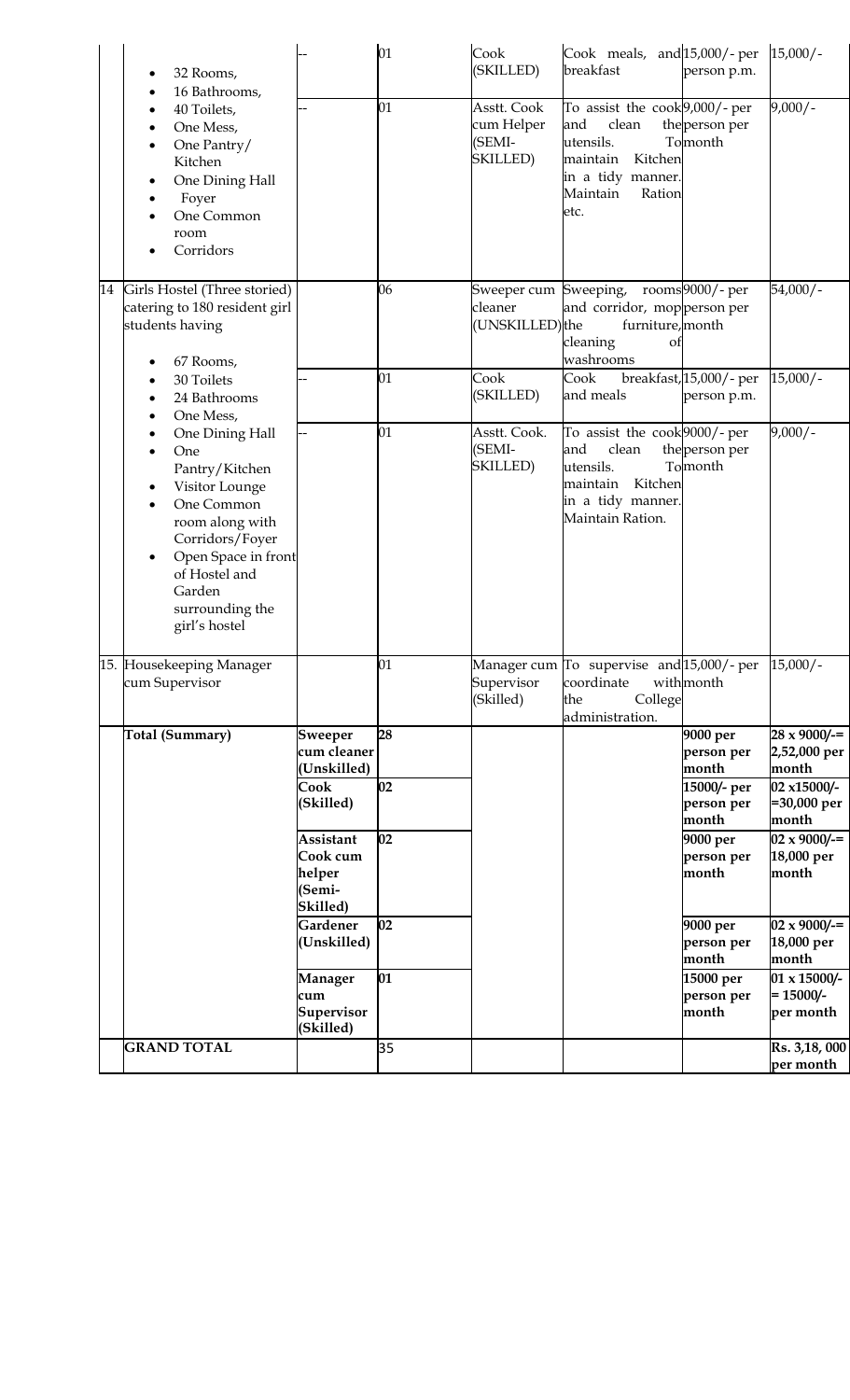| | | | | | | | |
|---|---|---|---|---|---|---|---|
| | • 32 Rooms,<br>• 16 Bathrooms,<br>• 40 Toilets,<br>• One Mess,<br>• One Pantry/ Kitchen<br>• One Dining Hall<br>• Foyer<br>• One Common room<br>• Corridors | -- | 01 | Cook (SKILLED) | Cook meals, and breakfast | 15,000/- per person p.m. | 15,000/- |
| | | -- | 01 | Asstt. Cook cum Helper (SEMI-SKILLED) | To assist the cook and clean the utensils. To maintain Kitchen in a tidy manner. Maintain Ration etc. | 9,000/- per person per month | 9,000/- |
| 14 | Girls Hostel (Three storied) catering to 180 resident girl students having<br>• 67 Rooms,<br>• 30 Toilets<br>• 24 Bathrooms<br>• One Mess,<br>• One Dining Hall<br>• One Pantry/Kitchen<br>• Visitor Lounge<br>• One Common room along with Corridors/Foyer<br>• Open Space in front of Hostel and Garden surrounding the girl's hostel | | 06 | Sweeper cum cleaner (UNSKILLED) | Sweeping, rooms and corridor, mop the furniture, cleaning of washrooms | 9000/- per person per month | 54,000/- |
| | | -- | 01 | Cook (SKILLED) | Cook breakfast, and meals | 15,000/- per person p.m. | 15,000/- |
| | | -- | 01 | Asstt. Cook. (SEMI-SKILLED) | To assist the cook and clean the utensils. To maintain Kitchen in a tidy manner. Maintain Ration. | 9000/- per person per month | 9,000/- |
| 15. | Housekeeping Manager cum Supervisor | | 01 | Manager cum Supervisor (Skilled) | To supervise and coordinate with the College administration. | 15,000/- per month | 15,000/- |
| | **Total (Summary)** | **Sweeper cum cleaner (Unskilled)** | **28** | | | **9000 per person per month** | **28 x 9000/-= 2,52,000 per month** |
| | | **Cook (Skilled)** | **02** | | | **15000/- per person per month** | **02 x15000/- =30,000 per month** |
| | | **Assistant Cook cum helper (Semi-Skilled)** | **02** | | | **9000 per person per month** | **02 x 9000/-= 18,000 per month** |
| | | **Gardener (Unskilled)** | **02** | | | **9000 per person per month** | **02 x 9000/-= 18,000 per month** |
| | | **Manager cum Supervisor (Skilled)** | **01** | | | **15000 per person per month** | **01 x 15000/- = 15000/- per month** |
| | **GRAND TOTAL** | | 35 | | | | **Rs. 3,18, 000 per month** |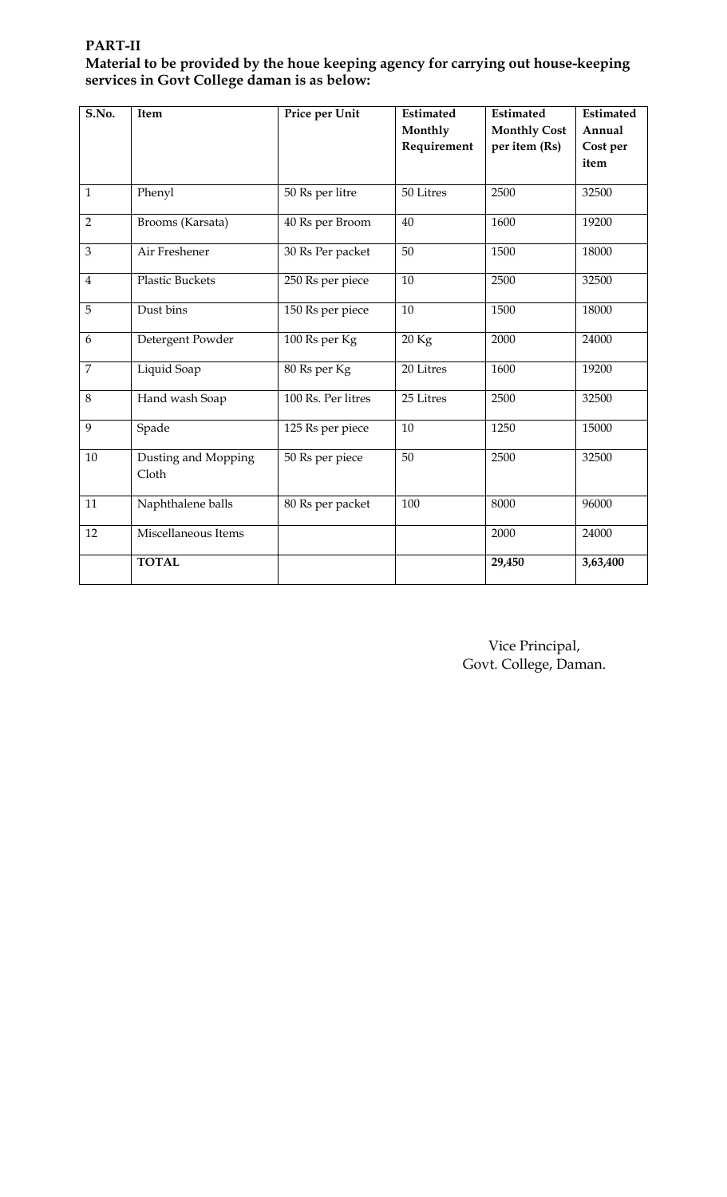**PART-II**

**Material to be provided by the houe keeping agency for carrying out house-keeping services in Govt College daman is as below:**

| S.No. | Item | Price per Unit | Estimated Monthly Requirement | Estimated Monthly Cost per item (Rs) | Estimated Annual Cost per item |
|---|---|---|---|---|---|
| 1 | Phenyl | 50 Rs per litre | 50 Litres | 2500 | 32500 |
| 2 | Brooms (Karsata) | 40 Rs per Broom | 40 | 1600 | 19200 |
| 3 | Air Freshener | 30 Rs Per packet | 50 | 1500 | 18000 |
| 4 | Plastic Buckets | 250 Rs per piece | 10 | 2500 | 32500 |
| 5 | Dust bins | 150 Rs per piece | 10 | 1500 | 18000 |
| 6 | Detergent Powder | 100 Rs per Kg | 20 Kg | 2000 | 24000 |
| 7 | Liquid Soap | 80 Rs per Kg | 20 Litres | 1600 | 19200 |
| 8 | Hand wash Soap | 100 Rs. Per litres | 25 Litres | 2500 | 32500 |
| 9 | Spade | 125 Rs per piece | 10 | 1250 | 15000 |
| 10 | Dusting and Mopping Cloth | 50 Rs per piece | 50 | 2500 | 32500 |
| 11 | Naphthalene balls | 80 Rs per packet | 100 | 8000 | 96000 |
| 12 | Miscellaneous Items | | | 2000 | 24000 |
| | **TOTAL** | | | **29,450** | **3,63,400** |

Vice Principal,
Govt. College, Daman.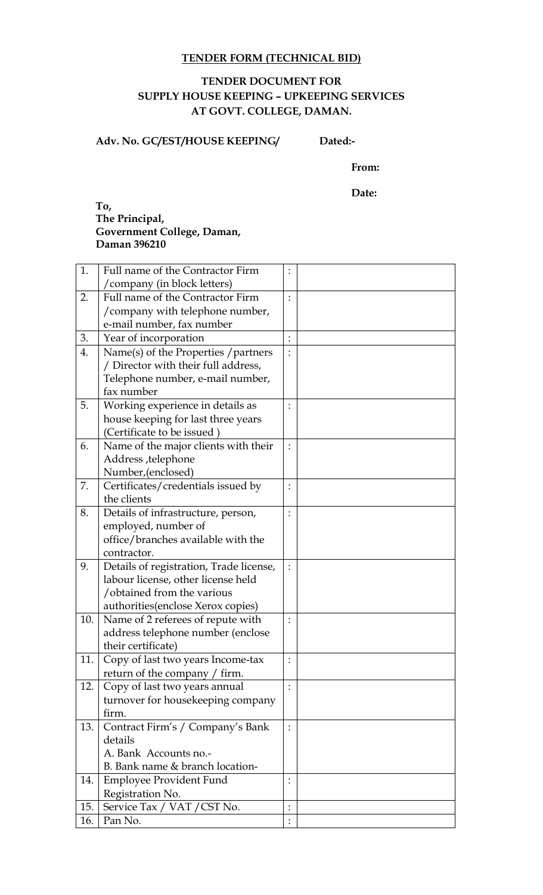**TENDER FORM (TECHNICAL BID)**

**TENDER DOCUMENT FOR SUPPLY HOUSE KEEPING – UPKEEPING SERVICES AT GOVT. COLLEGE, DAMAN.**

**Adv. No. GC/EST/HOUSE KEEPING/ Dated:-**

**From:**

**Date:**

**To,**
**The Principal,**
**Government College, Daman,**
**Daman 396210**

| | | | |
|---|---|---|---|
| 1. | Full name of the Contractor Firm /company (in block letters) | : | |
| 2. | Full name of the Contractor Firm /company with telephone number, e-mail number, fax number | : | |
| 3. | Year of incorporation | : | |
| 4. | Name(s) of the Properties /partners / Director with their full address, Telephone number, e-mail number, fax number | : | |
| 5. | Working experience in details as house keeping for last three years (Certificate to be issued ) | : | |
| 6. | Name of the major clients with their Address ,telephone Number,(enclosed) | : | |
| 7. | Certificates/credentials issued by the clients | : | |
| 8. | Details of infrastructure, person, employed, number of office/branches available with the contractor. | : | |
| 9. | Details of registration, Trade license, labour license, other license held /obtained from the various authorities(enclose Xerox copies) | : | |
| 10. | Name of 2 referees of repute with address telephone number (enclose their certificate) | : | |
| 11. | Copy of last two years Income-tax return of the company / firm. | : | |
| 12. | Copy of last two years annual turnover for housekeeping company firm. | : | |
| 13. | Contract Firm's / Company's Bank details<br>A. Bank Accounts no.-<br>B. Bank name & branch location- | : | |
| 14. | Employee Provident Fund Registration No. | : | |
| 15. | Service Tax / VAT /CST No. | : | |
| 16. | Pan No. | : | |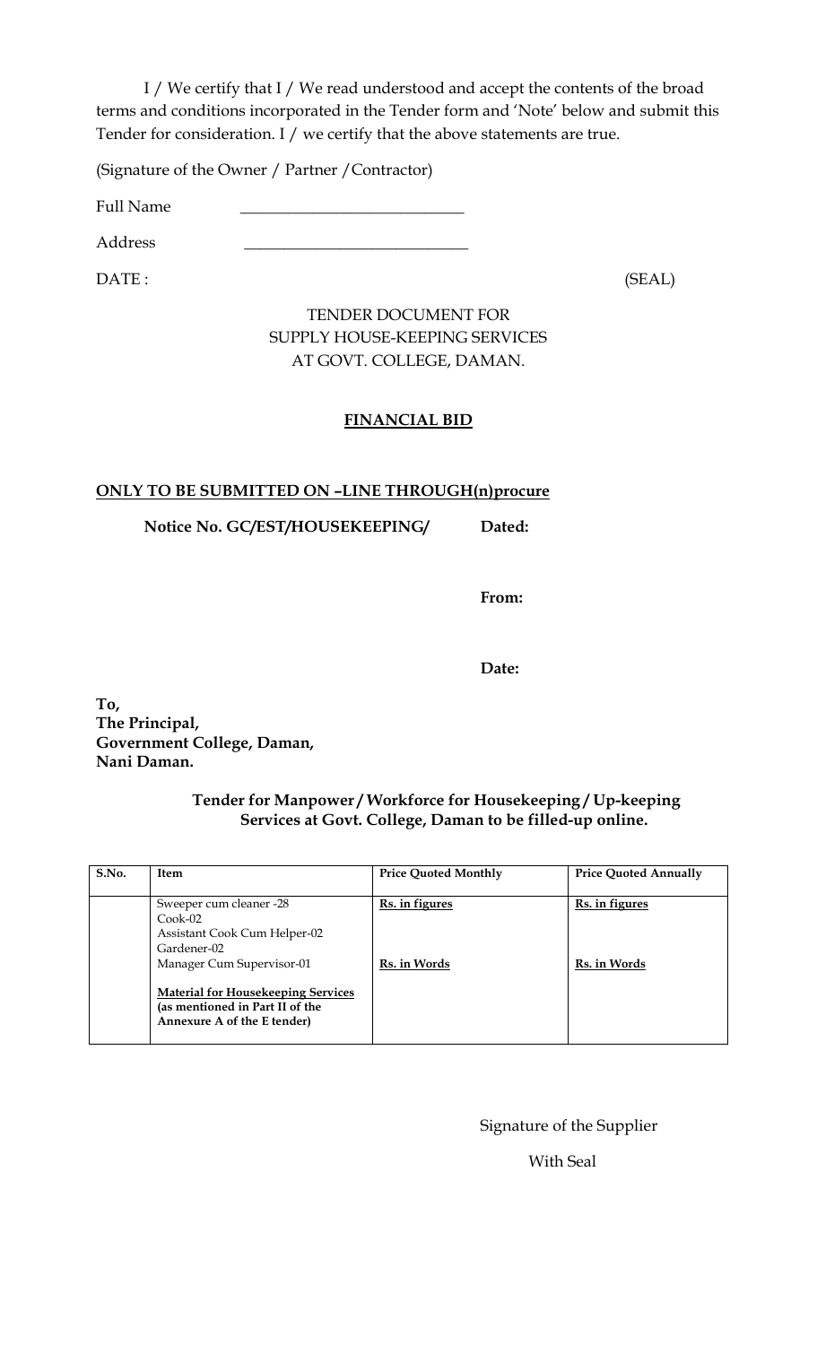I / We certify that I / We read understood and accept the contents of the broad terms and conditions incorporated in the Tender form and 'Note' below and submit this Tender for consideration. I / we certify that the above statements are true.

(Signature of the Owner / Partner / Contractor)

Full Name ____________________________

Address ____________________________

DATE : (SEAL)

TENDER DOCUMENT FOR
SUPPLY HOUSE-KEEPING SERVICES
AT GOVT. COLLEGE, DAMAN.

**FINANCIAL BID**

**ONLY TO BE SUBMITTED ON –LINE THROUGH(n)procure**

**Notice No. GC/EST/HOUSEKEEPING/ Dated:**

**From:**

**Date:**

**To,**
**The Principal,**
**Government College, Daman,**
**Nani Daman.**

**Tender for Manpower / Workforce for Housekeeping / Up-keeping Services at Govt. College, Daman to be filled-up online.**

| S.No. | Item | Price Quoted Monthly | Price Quoted Annually |
|---|---|---|---|
| | Sweeper cum cleaner -28<br>Cook-02<br>Assistant Cook Cum Helper-02<br>Gardener-02<br>Manager Cum Supervisor-01<br><br>**Material for Housekeeping Services (as mentioned in Part II of the Annexure A of the E tender)** | Rs. in figures<br><br><br><br>Rs. in Words | Rs. in figures<br><br><br><br>Rs. in Words |

Signature of the Supplier

With Seal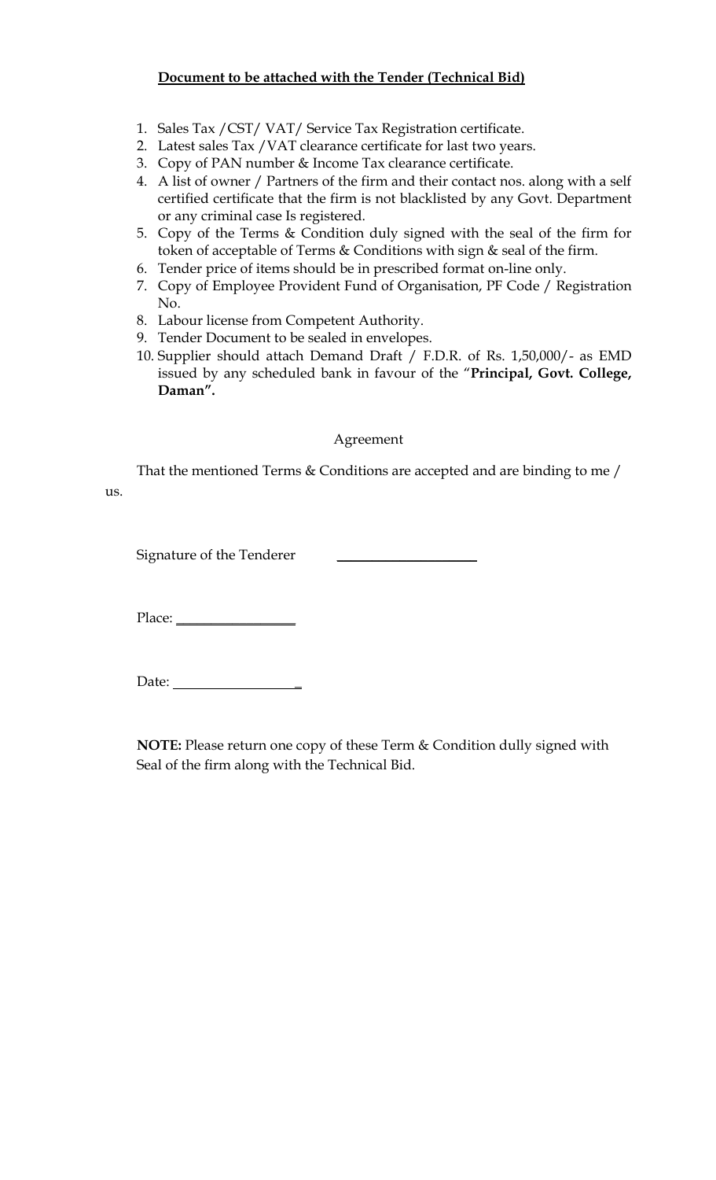**Document to be attached with the Tender (Technical Bid)**

1. Sales Tax /CST/ VAT/ Service Tax Registration certificate.
2. Latest sales Tax /VAT clearance certificate for last two years.
3. Copy of PAN number & Income Tax clearance certificate.
4. A list of owner / Partners of the firm and their contact nos. along with a self certified certificate that the firm is not blacklisted by any Govt. Department or any criminal case Is registered.
5. Copy of the Terms & Condition duly signed with the seal of the firm for token of acceptable of Terms & Conditions with sign & seal of the firm.
6. Tender price of items should be in prescribed format on-line only.
7. Copy of Employee Provident Fund of Organisation, PF Code / Registration No.
8. Labour license from Competent Authority.
9. Tender Document to be sealed in envelopes.
10. Supplier should attach Demand Draft / F.D.R. of Rs. 1,50,000/- as EMD issued by any scheduled bank in favour of the "**Principal, Govt. College, Daman".**

Agreement

That the mentioned Terms & Conditions are accepted and are binding to me / us.

Signature of the Tenderer ____________________

Place: _________________

Date: _________________

**NOTE:** Please return one copy of these Term & Condition dully signed with Seal of the firm along with the Technical Bid.